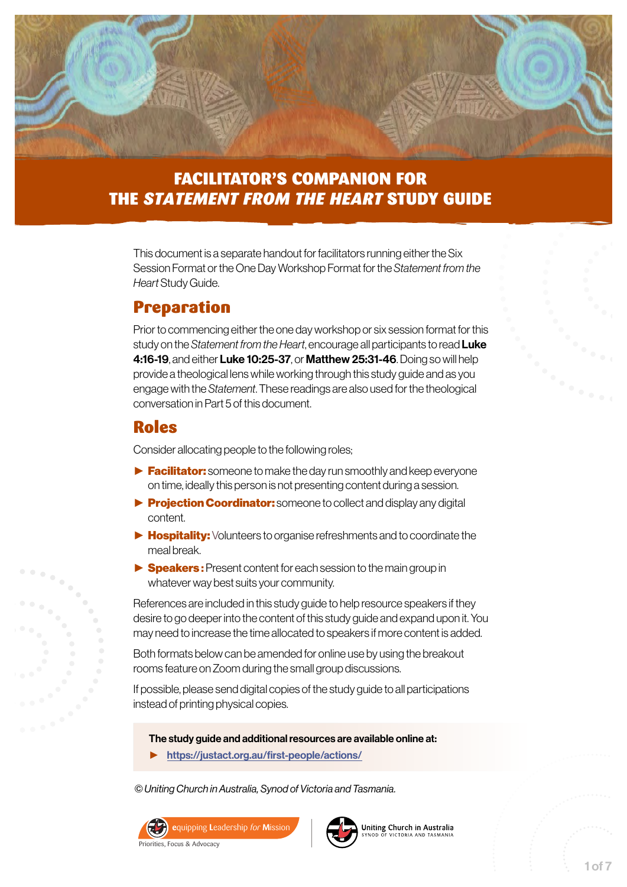# FACILITATOR'S COMPANION FOR THE *STATEMENT FROM THE HEART* STUDY GUIDE

This document is a separate handout for facilitators running either the Six Session Format or the One Day Workshop Format for the *Statement from the Heart* Study Guide.

## Preparation

Prior to commencing either the one day workshop or six session format for this study on the *Statement from the Heart*, encourage all participants to read **Luke 4:16-19**, and either **Luke 10:25-37**, or **Matthew 25:31-46**. Doing so will help provide a theological lens while working through this study guide and as you engage with the *Statement*. These readings are also used for the theological conversation in Part 5 of this document.

## Roles

Consider allocating people to the following roles;

- **Facilitator:** someone to make the day run smoothly and keep everyone on time, ideally this person is not presenting content during a session.
- **Projection Coordinator:** someone to collect and display any digital content.
- **Hospitality:** Volunteers to organise refreshments and to coordinate the meal break.
- **Speakers :** Present content for each session to the main group in whatever way best suits your community.

References are included in this study guide to help resource speakers if they desire to go deeper into the content of this study guide and expand upon it. You may need to increase the time allocated to speakers if more content is added.

Both formats below can be amended for online use by using the breakout rooms feature on Zoom during the small group discussions.

If possible, please send digital copies of the study guide to all participations instead of printing physical copies.

**The study guide and additional resources are available online at:**

- https://justact.org.au/first-people/actions/

*© Uniting Church in Australia, Synod of Victoria and Tasmania.*

equipping Leadership *for* Mission
Priorities, Focus & Advocacy

Uniting Church in Australia
SYNOD OF VICTORIA AND TASMANIA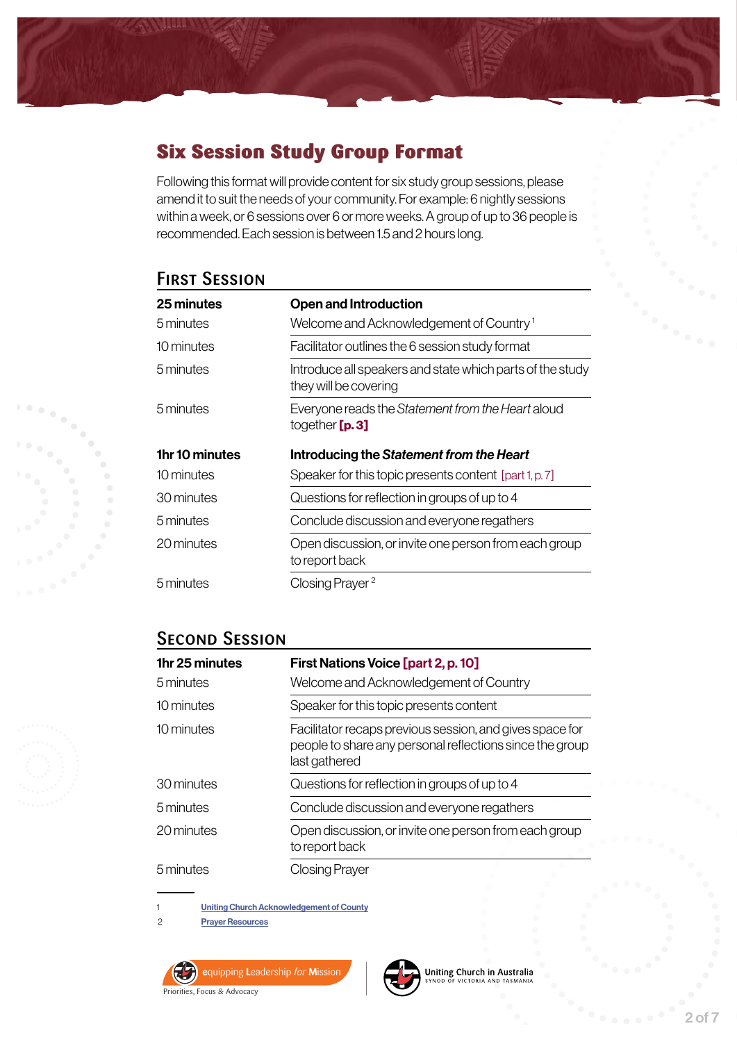## Six Session Study Group Format

Following this format will provide content for six study group sessions, please amend it to suit the needs of your community. For example: 6 nightly sessions within a week, or 6 sessions over 6 or more weeks. A group of up to 36 people is recommended. Each session is between 1.5 and 2 hours long.

### First Session

| **25 minutes** | **Open and Introduction** |
|---|---|
| 5 minutes | Welcome and Acknowledgement of Country [1] |
| 10 minutes | Facilitator outlines the 6 session study format |
| 5 minutes | Introduce all speakers and state which parts of the study they will be covering |
| 5 minutes | Everyone reads the *Statement from the Heart* aloud together **[p. 3]** |
| **1hr 10 minutes** | **Introducing the *Statement from the Heart*** |
| 10 minutes | Speaker for this topic presents content [part 1, p. 7] |
| 30 minutes | Questions for reflection in groups of up to 4 |
| 5 minutes | Conclude discussion and everyone regathers |
| 20 minutes | Open discussion, or invite one person from each group to report back |
| 5 minutes | Closing Prayer [2] |

### Second Session

| **1hr 25 minutes** | **First Nations Voice [part 2, p. 10]** |
|---|---|
| 5 minutes | Welcome and Acknowledgement of Country |
| 10 minutes | Speaker for this topic presents content |
| 10 minutes | Facilitator recaps previous session, and gives space for people to share any personal reflections since the group last gathered |
| 30 minutes | Questions for reflection in groups of up to 4 |
| 5 minutes | Conclude discussion and everyone regathers |
| 20 minutes | Open discussion, or invite one person from each group to report back |
| 5 minutes | Closing Prayer |

---

1 Uniting Church Acknowledgement of County

2 Prayer Resources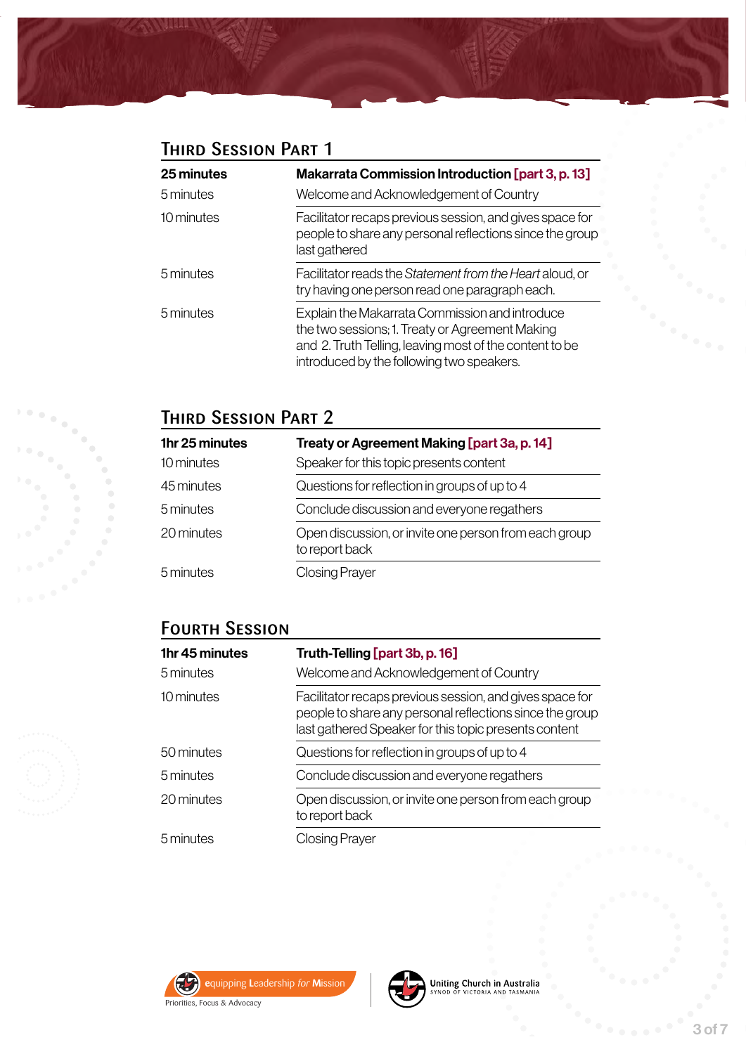## Third Session Part 1

| 25 minutes | Makarrata Commission Introduction [part 3, p. 13] |
|---|---|
| 5 minutes | Welcome and Acknowledgement of Country |
| 10 minutes | Facilitator recaps previous session, and gives space for people to share any personal reflections since the group last gathered |
| 5 minutes | Facilitator reads the *Statement from the Heart* aloud, or try having one person read one paragraph each. |
| 5 minutes | Explain the Makarrata Commission and introduce the two sessions; 1. Treaty or Agreement Making and 2. Truth Telling, leaving most of the content to be introduced by the following two speakers. |

## Third Session Part 2

| 1hr 25 minutes | Treaty or Agreement Making [part 3a, p. 14] |
|---|---|
| 10 minutes | Speaker for this topic presents content |
| 45 minutes | Questions for reflection in groups of up to 4 |
| 5 minutes | Conclude discussion and everyone regathers |
| 20 minutes | Open discussion, or invite one person from each group to report back |
| 5 minutes | Closing Prayer |

## Fourth Session

| 1hr 45 minutes | Truth-Telling [part 3b, p. 16] |
|---|---|
| 5 minutes | Welcome and Acknowledgement of Country |
| 10 minutes | Facilitator recaps previous session, and gives space for people to share any personal reflections since the group last gathered Speaker for this topic presents content |
| 50 minutes | Questions for reflection in groups of up to 4 |
| 5 minutes | Conclude discussion and everyone regathers |
| 20 minutes | Open discussion, or invite one person from each group to report back |
| 5 minutes | Closing Prayer |

equipping Leadership for Mission
Priorities, Focus & Advocacy

Uniting Church in Australia
SYNOD OF VICTORIA AND TASMANIA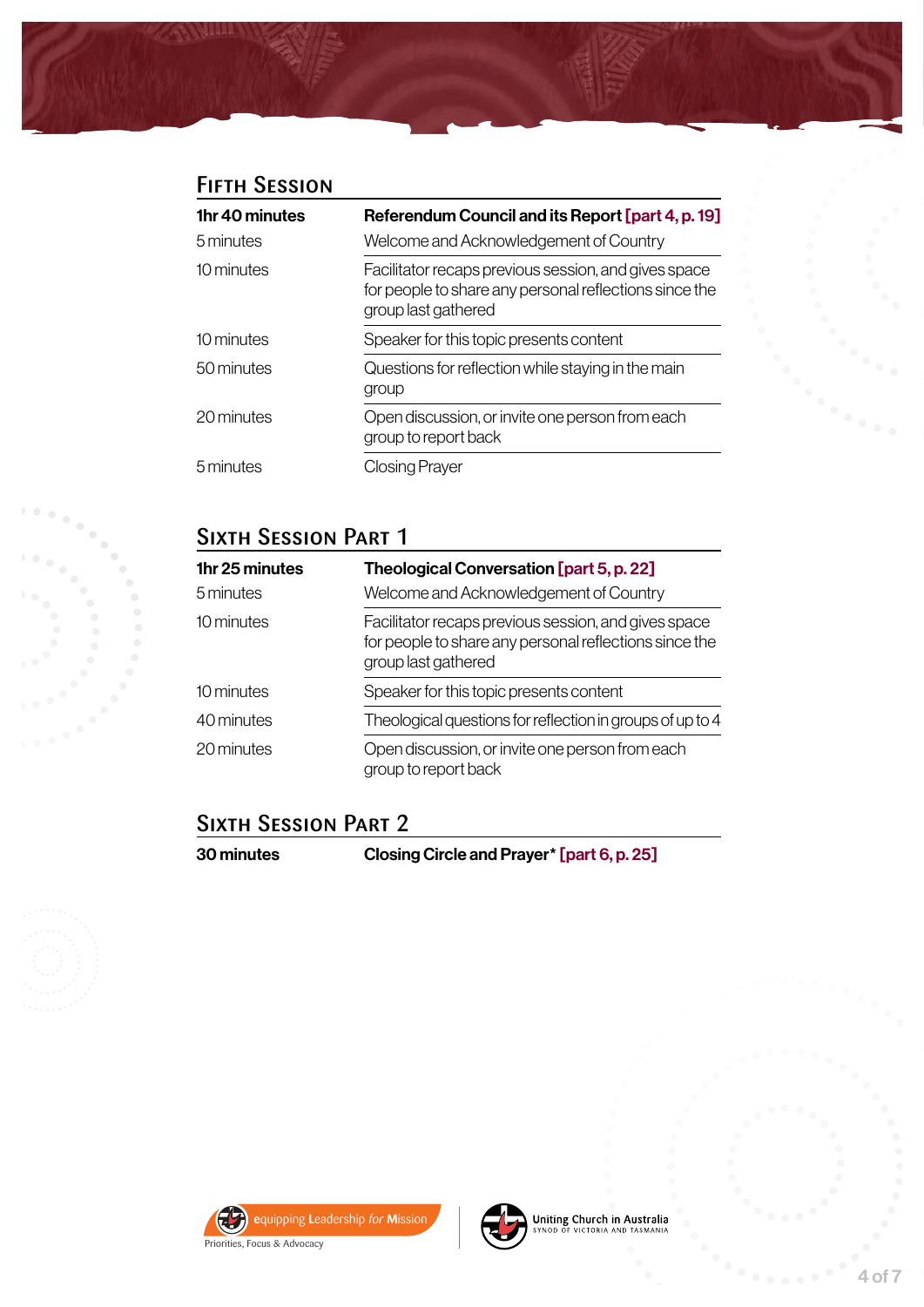## Fifth Session

| 1hr 40 minutes | Referendum Council and its Report [part 4, p. 19] |
|---|---|
| 5 minutes | Welcome and Acknowledgement of Country |
| 10 minutes | Facilitator recaps previous session, and gives space for people to share any personal reflections since the group last gathered |
| 10 minutes | Speaker for this topic presents content |
| 50 minutes | Questions for reflection while staying in the main group |
| 20 minutes | Open discussion, or invite one person from each group to report back |
| 5 minutes | Closing Prayer |

## Sixth Session Part 1

| 1hr 25 minutes | Theological Conversation [part 5, p. 22] |
|---|---|
| 5 minutes | Welcome and Acknowledgement of Country |
| 10 minutes | Facilitator recaps previous session, and gives space for people to share any personal reflections since the group last gathered |
| 10 minutes | Speaker for this topic presents content |
| 40 minutes | Theological questions for reflection in groups of up to 4 |
| 20 minutes | Open discussion, or invite one person from each group to report back |

## Sixth Session Part 2

| 30 minutes | Closing Circle and Prayer* [part 6, p. 25] |
|---|---|

equipping Leadership for Mission

Priorities, Focus & Advocacy

Uniting Church in Australia
SYNOD OF VICTORIA AND TASMANIA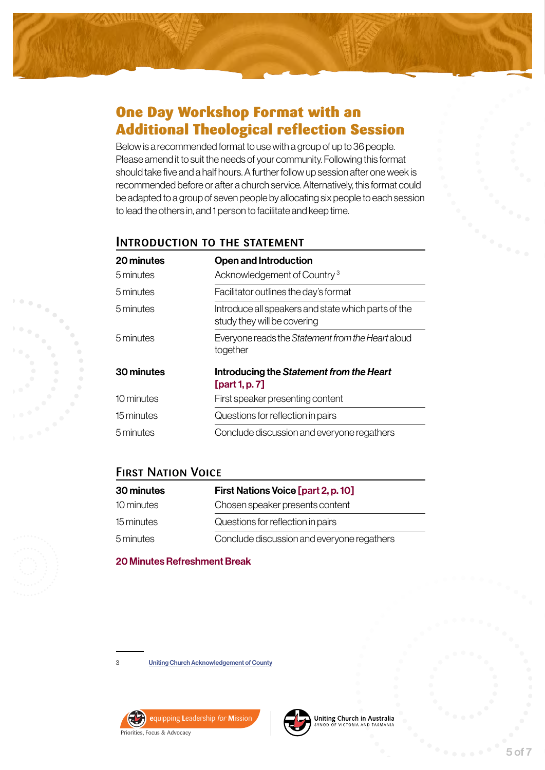# One Day Workshop Format with an Additional Theological reflection Session

Below is a recommended format to use with a group of up to 36 people. Please amend it to suit the needs of your community. Following this format should take five and a half hours. A further follow up session after one week is recommended before or after a church service. Alternatively, this format could be adapted to a group of seven people by allocating six people to each session to lead the others in, and 1 person to facilitate and keep time.

## Introduction to the Statement

| **20 minutes** | **Open and Introduction** |
|---|---|
| 5 minutes | Acknowledgement of Country [3] |
| 5 minutes | Facilitator outlines the day's format |
| 5 minutes | Introduce all speakers and state which parts of the study they will be covering |
| 5 minutes | Everyone reads the *Statement from the Heart* aloud together |
| **30 minutes** | **Introducing the *Statement from the Heart* [part 1, p. 7]** |
| 10 minutes | First speaker presenting content |
| 15 minutes | Questions for reflection in pairs |
| 5 minutes | Conclude discussion and everyone regathers |

## First Nation Voice

| **30 minutes** | **First Nations Voice [part 2, p. 10]** |
|---|---|
| 10 minutes | Chosen speaker presents content |
| 15 minutes | Questions for reflection in pairs |
| 5 minutes | Conclude discussion and everyone regathers |

**20 Minutes Refreshment Break**

---

3 Uniting Church Acknowledgement of County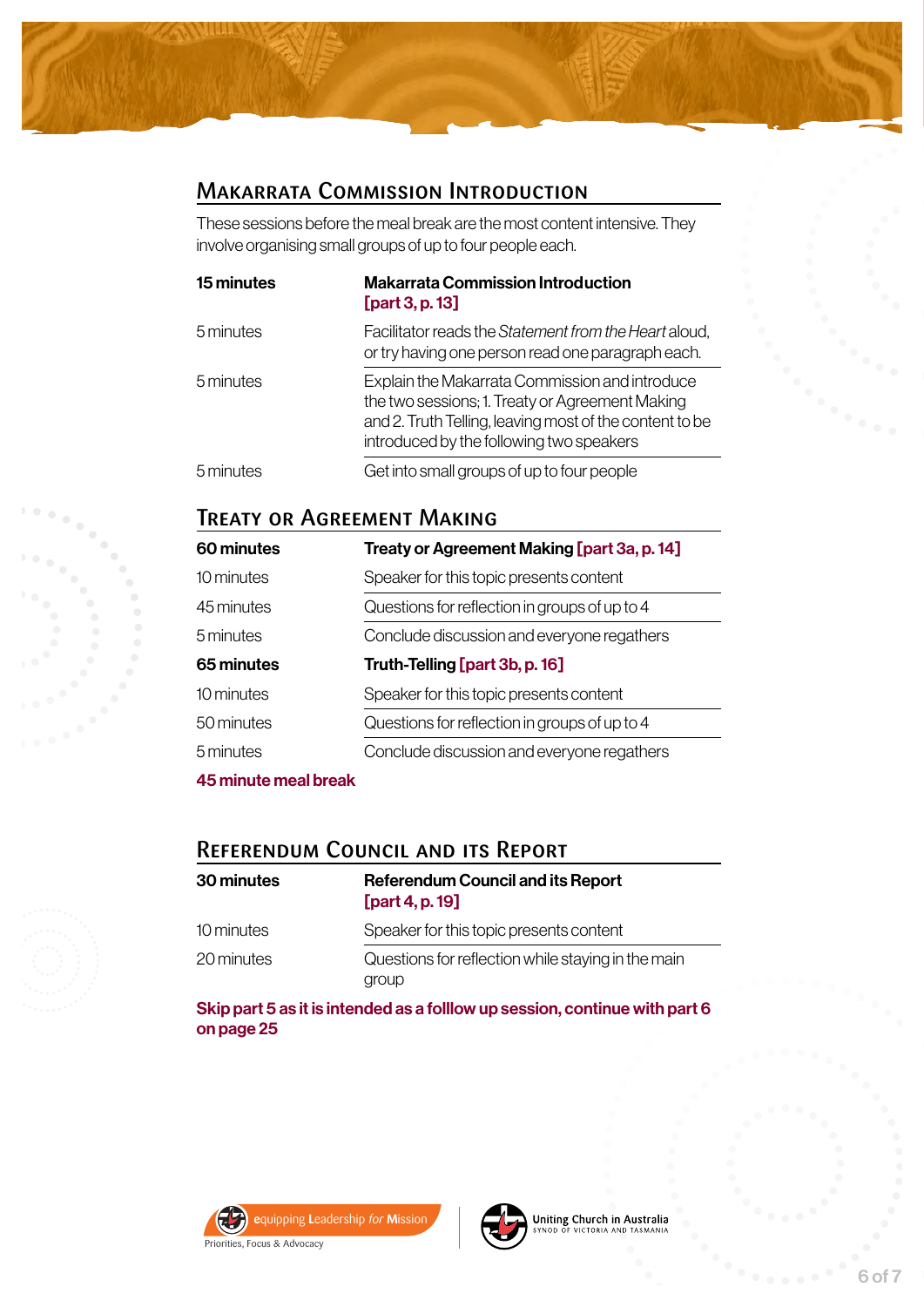## Makarrata Commission Introduction

These sessions before the meal break are the most content intensive. They involve organising small groups of up to four people each.

| | |
|---|---|
| **15 minutes** | **Makarrata Commission Introduction** **[part 3, p. 13]** |
| 5 minutes | Facilitator reads the *Statement from the Heart* aloud, or try having one person read one paragraph each. |
| 5 minutes | Explain the Makarrata Commission and introduce the two sessions; 1. Treaty or Agreement Making and 2. Truth Telling, leaving most of the content to be introduced by the following two speakers |
| 5 minutes | Get into small groups of up to four people |

## Treaty or Agreement Making

| | |
|---|---|
| **60 minutes** | **Treaty or Agreement Making [part 3a, p. 14]** |
| 10 minutes | Speaker for this topic presents content |
| 45 minutes | Questions for reflection in groups of up to 4 |
| 5 minutes | Conclude discussion and everyone regathers |
| **65 minutes** | **Truth-Telling [part 3b, p. 16]** |
| 10 minutes | Speaker for this topic presents content |
| 50 minutes | Questions for reflection in groups of up to 4 |
| 5 minutes | Conclude discussion and everyone regathers |

**45 minute meal break**

## Referendum Council and its Report

| | |
|---|---|
| **30 minutes** | **Referendum Council and its Report** **[part 4, p. 19]** |
| 10 minutes | Speaker for this topic presents content |
| 20 minutes | Questions for reflection while staying in the main group |

**Skip part 5 as it is intended as a folllow up session, continue with part 6 on page 25**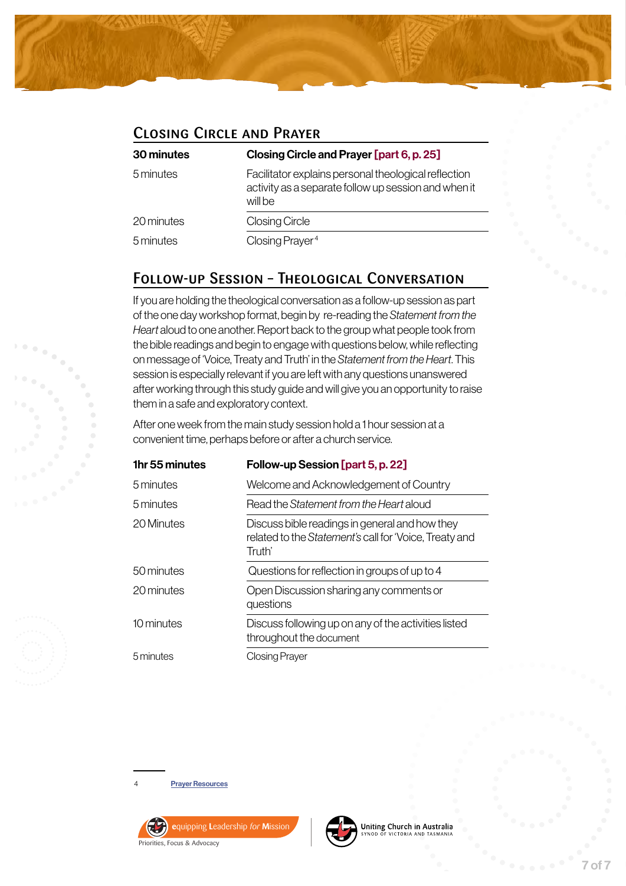## Closing Circle and Prayer

| **30 minutes** | **Closing Circle and Prayer [part 6, p. 25]** |
|---|---|
| 5 minutes | Facilitator explains personal theological reflection activity as a separate follow up session and when it will be |
| 20 minutes | Closing Circle |
| 5 minutes | Closing Prayer[4] |

## Follow-up Session – Theological Conversation

If you are holding the theological conversation as a follow-up session as part of the one day workshop format, begin by re-reading the *Statement from the Heart* aloud to one another. Report back to the group what people took from the bible readings and begin to engage with questions below, while reflecting on message of 'Voice, Treaty and Truth' in the *Statement from the Heart*. This session is especially relevant if you are left with any questions unanswered after working through this study guide and will give you an opportunity to raise them in a safe and exploratory context.

After one week from the main study session hold a 1 hour session at a convenient time, perhaps before or after a church service.

| **1hr 55 minutes** | **Follow-up Session [part 5, p. 22]** |
|---|---|
| 5 minutes | Welcome and Acknowledgement of Country |
| 5 minutes | Read the *Statement from the Heart* aloud |
| 20 Minutes | Discuss bible readings in general and how they related to the *Statement's* call for 'Voice, Treaty and Truth' |
| 50 minutes | Questions for reflection in groups of up to 4 |
| 20 minutes | Open Discussion sharing any comments or questions |
| 10 minutes | Discuss following up on any of the activities listed throughout the document |
| 5 minutes | Closing Prayer |

---

4 Prayer Resources

equipping Leadership *for* Mission
Priorities, Focus & Advocacy

Uniting Church in Australia
SYNOD OF VICTORIA AND TASMANIA